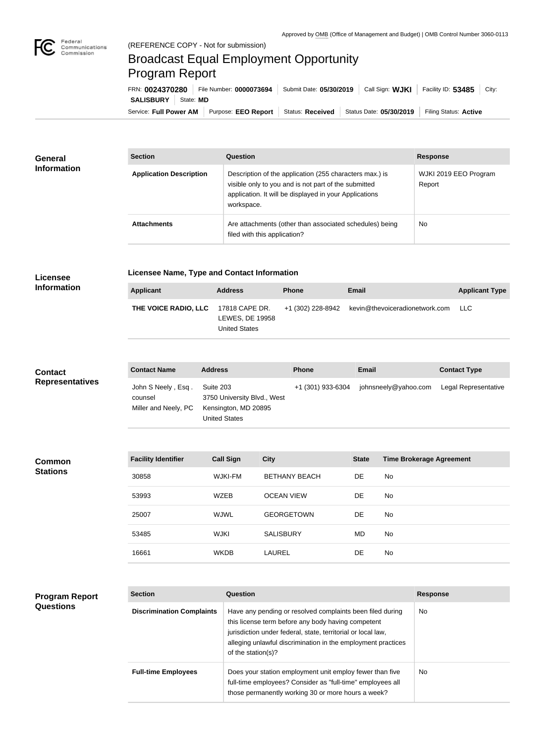Approved by OMB (Office of Management and Budget) | OMB Control Number 3060-0113

(REFERENCE COPY - Not for submission)

# Broadcast Equal Employment Opportunity Program Report

FRN: **0024370280** | File Number: **0000073694** | Submit Date: **05/30/2019** | Call Sign: **WJKI** | Facility ID: **53485** | City: **SALISBURY** | State: **MD**

Service: **Full Power AM** | Purpose: **EEO Report** | Status: **Received** | Status Date: **05/30/2019** | Filing Status: **Active**

## General Information

| Section | Question | Response |
|---|---|---|
| **Application Description** | Description of the application (255 characters max.) is visible only to you and is not part of the submitted application. It will be displayed in your Applications workspace. | WJKI 2019 EEO Program Report |
| **Attachments** | Are attachments (other than associated schedules) being filed with this application? | No |

## Licensee Information

### Licensee Name, Type and Contact Information

| Applicant | Address | Phone | Email | Applicant Type |
|---|---|---|---|---|
| **THE VOICE RADIO, LLC** | 17818 CAPE DR.<br>LEWES, DE 19958<br>United States | +1 (302) 228-8942 | kevin@thevoiceradionetwork.com | LLC |

## Contact Representatives

| Contact Name | Address | Phone | Email | Contact Type |
|---|---|---|---|---|
| John S Neely , Esq .<br>counsel<br>Miller and Neely, PC | Suite 203<br>3750 University Blvd., West<br>Kensington, MD 20895<br>United States | +1 (301) 933-6304 | johnsneely@yahoo.com | Legal Representative |

## Common Stations

| Facility Identifier | Call Sign | City | State | Time Brokerage Agreement |
|---|---|---|---|---|
| 30858 | WJKI-FM | BETHANY BEACH | DE | No |
| 53993 | WZEB | OCEAN VIEW | DE | No |
| 25007 | WJWL | GEORGETOWN | DE | No |
| 53485 | WJKI | SALISBURY | MD | No |
| 16661 | WKDB | LAUREL | DE | No |

## Program Report Questions

| Section | Question | Response |
|---|---|---|
| **Discrimination Complaints** | Have any pending or resolved complaints been filed during this license term before any body having competent jurisdiction under federal, state, territorial or local law, alleging unlawful discrimination in the employment practices of the station(s)? | No |
| **Full-time Employees** | Does your station employment unit employ fewer than five full-time employees? Consider as "full-time" employees all those permanently working 30 or more hours a week? | No |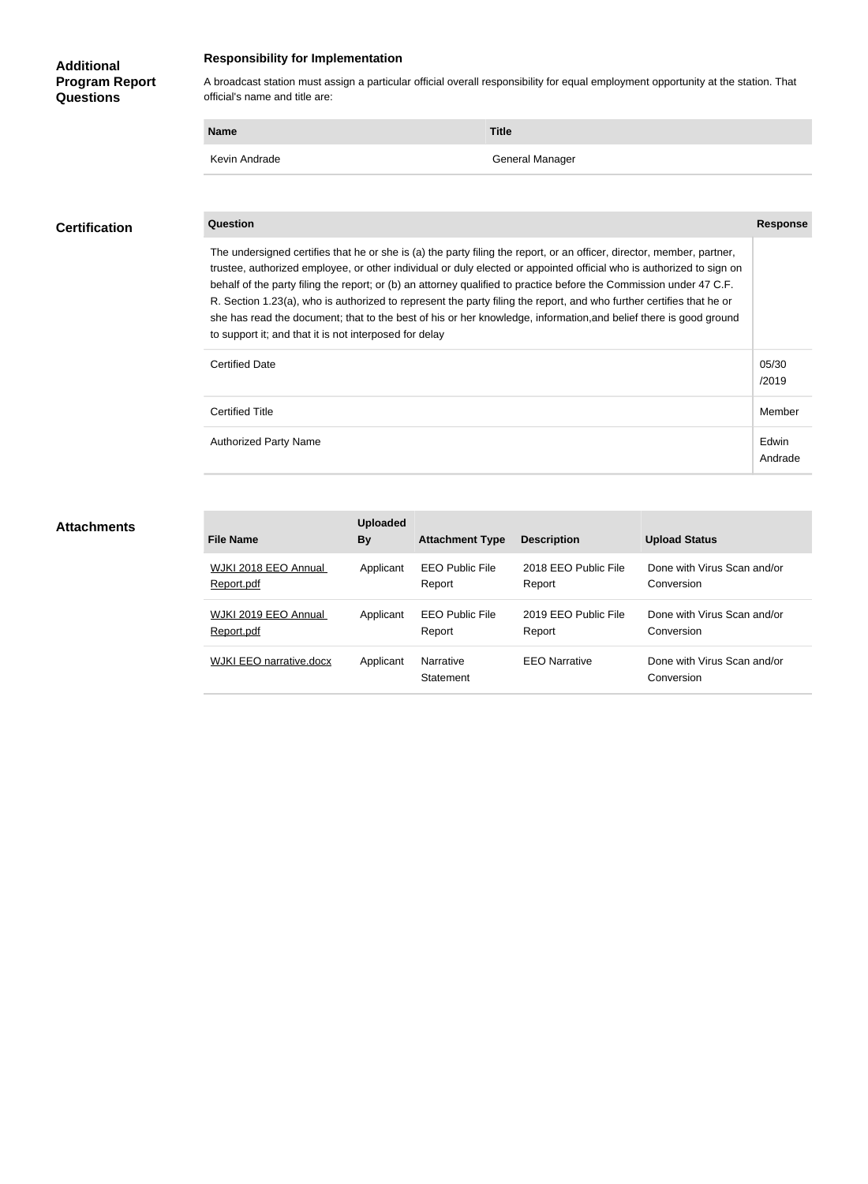## Additional Program Report Questions

### Responsibility for Implementation

A broadcast station must assign a particular official overall responsibility for equal employment opportunity at the station. That official's name and title are:

| Name | Title |
| --- | --- |
| Kevin Andrade | General Manager |

## Certification

| Question | Response |
| --- | --- |
| The undersigned certifies that he or she is (a) the party filing the report, or an officer, director, member, partner, trustee, authorized employee, or other individual or duly elected or appointed official who is authorized to sign on behalf of the party filing the report; or (b) an attorney qualified to practice before the Commission under 47 C.F. R. Section 1.23(a), who is authorized to represent the party filing the report, and who further certifies that he or she has read the document; that to the best of his or her knowledge, information,and belief there is good ground to support it; and that it is not interposed for delay | |
| Certified Date | 05/30/2019 |
| Certified Title | Member |
| Authorized Party Name | Edwin Andrade |

## Attachments

| File Name | Uploaded By | Attachment Type | Description | Upload Status |
| --- | --- | --- | --- | --- |
| WJKI 2018 EEO Annual Report.pdf | Applicant | EEO Public File Report | 2018 EEO Public File Report | Done with Virus Scan and/or Conversion |
| WJKI 2019 EEO Annual Report.pdf | Applicant | EEO Public File Report | 2019 EEO Public File Report | Done with Virus Scan and/or Conversion |
| WJKI EEO narrative.docx | Applicant | Narrative Statement | EEO Narrative | Done with Virus Scan and/or Conversion |